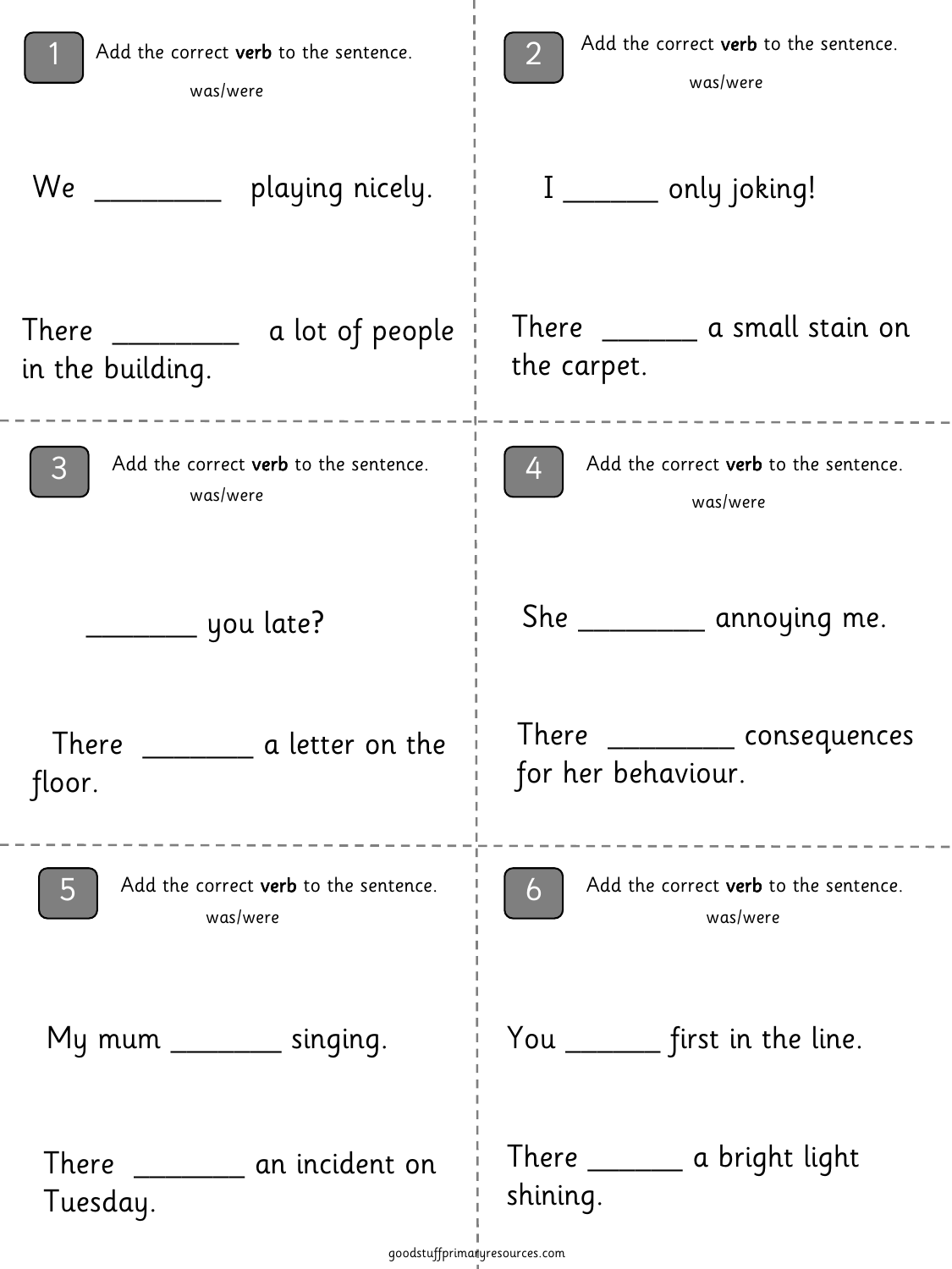## 1

Add the correct **verb** to the sentence.

was/were

We _________ playing nicely.

There _________ a lot of people in the building.

## 2

Add the correct **verb** to the sentence.

was/were

I _______ only joking!

There _______ a small stain on the carpet.

## 3

Add the correct **verb** to the sentence.

was/were

________ you late?

There ________ a letter on the floor.

## 4

Add the correct **verb** to the sentence.

was/were

She _________ annoying me.

There _________ consequences for her behaviour.

## 5

Add the correct **verb** to the sentence.

was/were

My mum ________ singing.

There ________ an incident on Tuesday.

## 6

Add the correct **verb** to the sentence.

was/were

You _______ first in the line.

There _______ a bright light shining.

goodstuffprimaryresources.com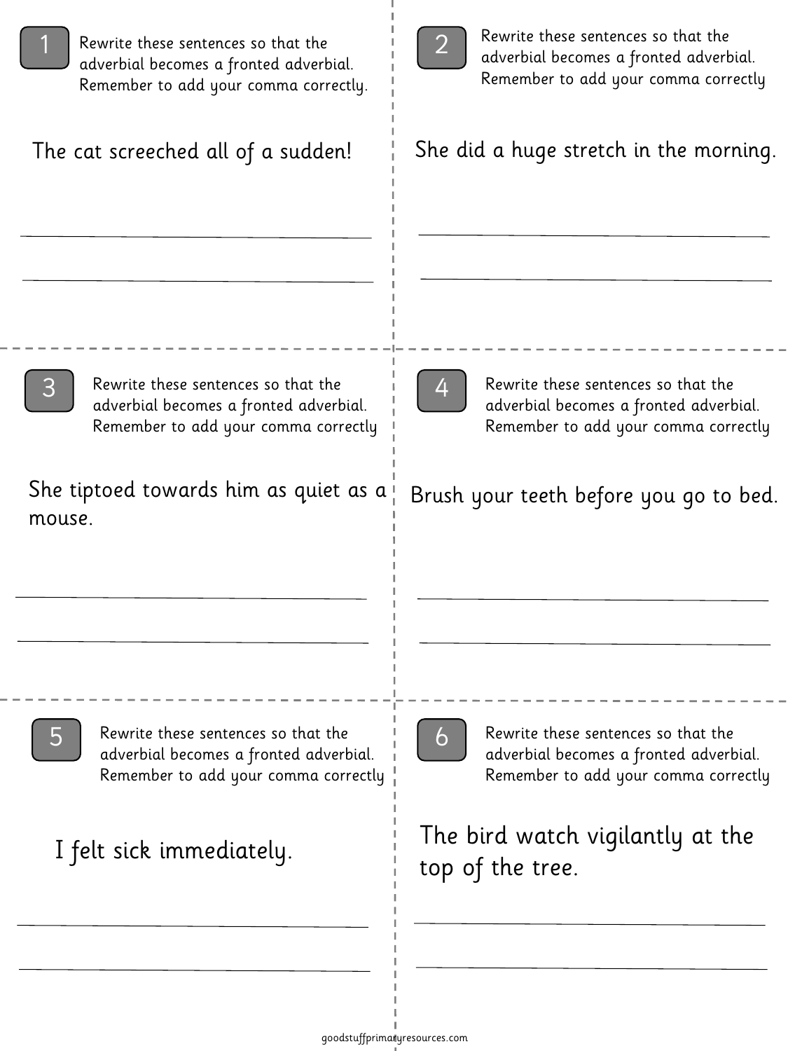**1** Rewrite these sentences so that the adverbial becomes a fronted adverbial. Remember to add your comma correctly.

The cat screeched all of a sudden!

---

---

**2** Rewrite these sentences so that the adverbial becomes a fronted adverbial. Remember to add your comma correctly

She did a huge stretch in the morning.

---

---

**3** Rewrite these sentences so that the adverbial becomes a fronted adverbial. Remember to add your comma correctly

She tiptoed towards him as quiet as a mouse.

---

---

**4** Rewrite these sentences so that the adverbial becomes a fronted adverbial. Remember to add your comma correctly

Brush your teeth before you go to bed.

---

---

**5** Rewrite these sentences so that the adverbial becomes a fronted adverbial. Remember to add your comma correctly

I felt sick immediately.

---

---

**6** Rewrite these sentences so that the adverbial becomes a fronted adverbial. Remember to add your comma correctly

The bird watch vigilantly at the top of the tree.

---

---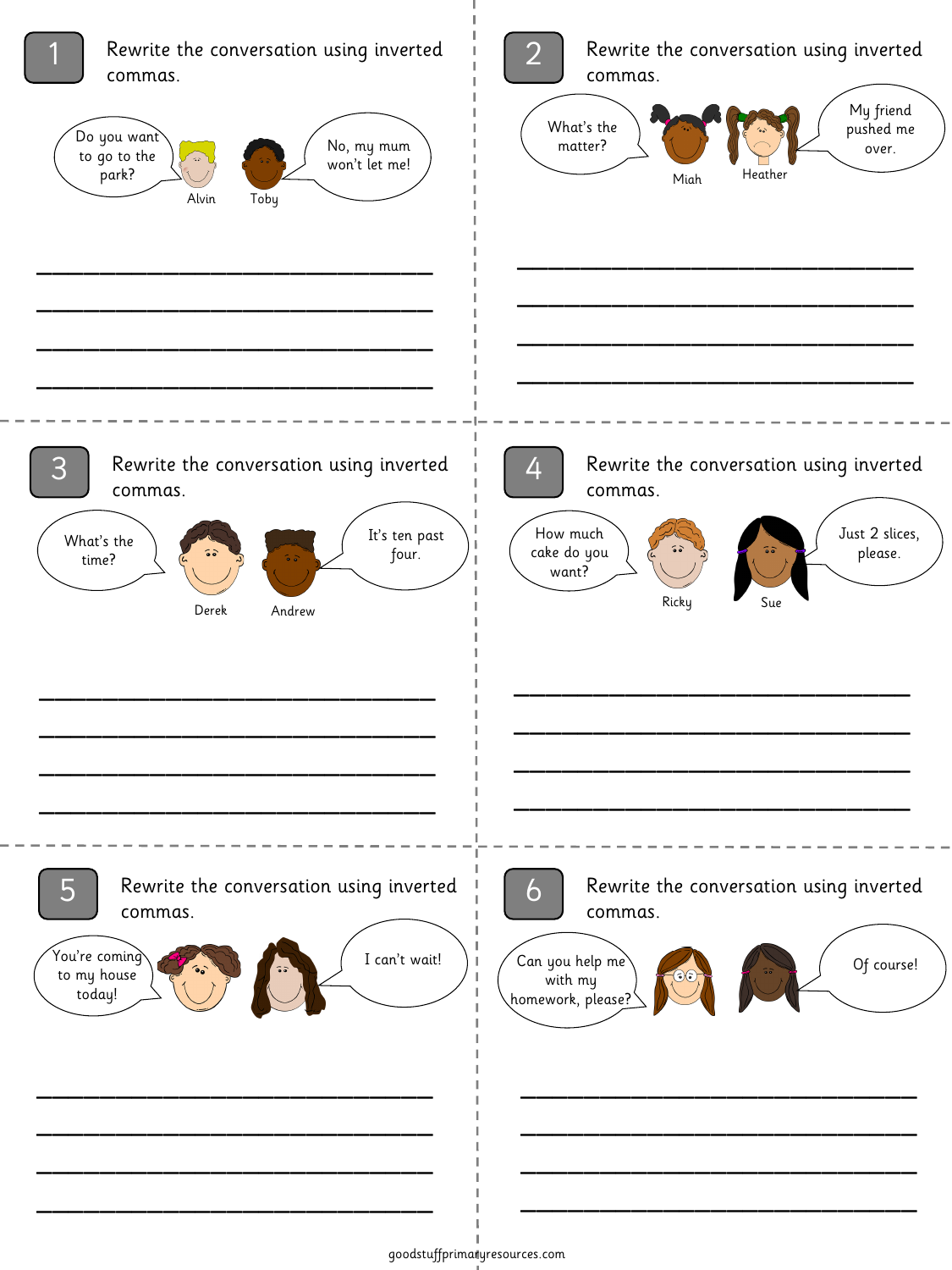## 1

Rewrite the conversation using inverted commas.

Alvin: Do you want to go to the park?

Toby: No, my mum won't let me!

______________________________________

______________________________________

______________________________________

______________________________________

## 2

Rewrite the conversation using inverted commas.

Miah: What's the matter?

Heather: My friend pushed me over.

______________________________________

______________________________________

______________________________________

______________________________________

## 3

Rewrite the conversation using inverted commas.

Derek: What's the time?

Andrew: It's ten past four.

______________________________________

______________________________________

______________________________________

______________________________________

## 4

Rewrite the conversation using inverted commas.

Ricky: How much cake do you want?

Sue: Just 2 slices, please.

______________________________________

______________________________________

______________________________________

______________________________________

## 5

Rewrite the conversation using inverted commas.

You're coming to my house today!

I can't wait!

______________________________________

______________________________________

______________________________________

______________________________________

## 6

Rewrite the conversation using inverted commas.

Can you help me with my homework, please?

Of course!

______________________________________

______________________________________

______________________________________

______________________________________

goodstuffprimaryresources.com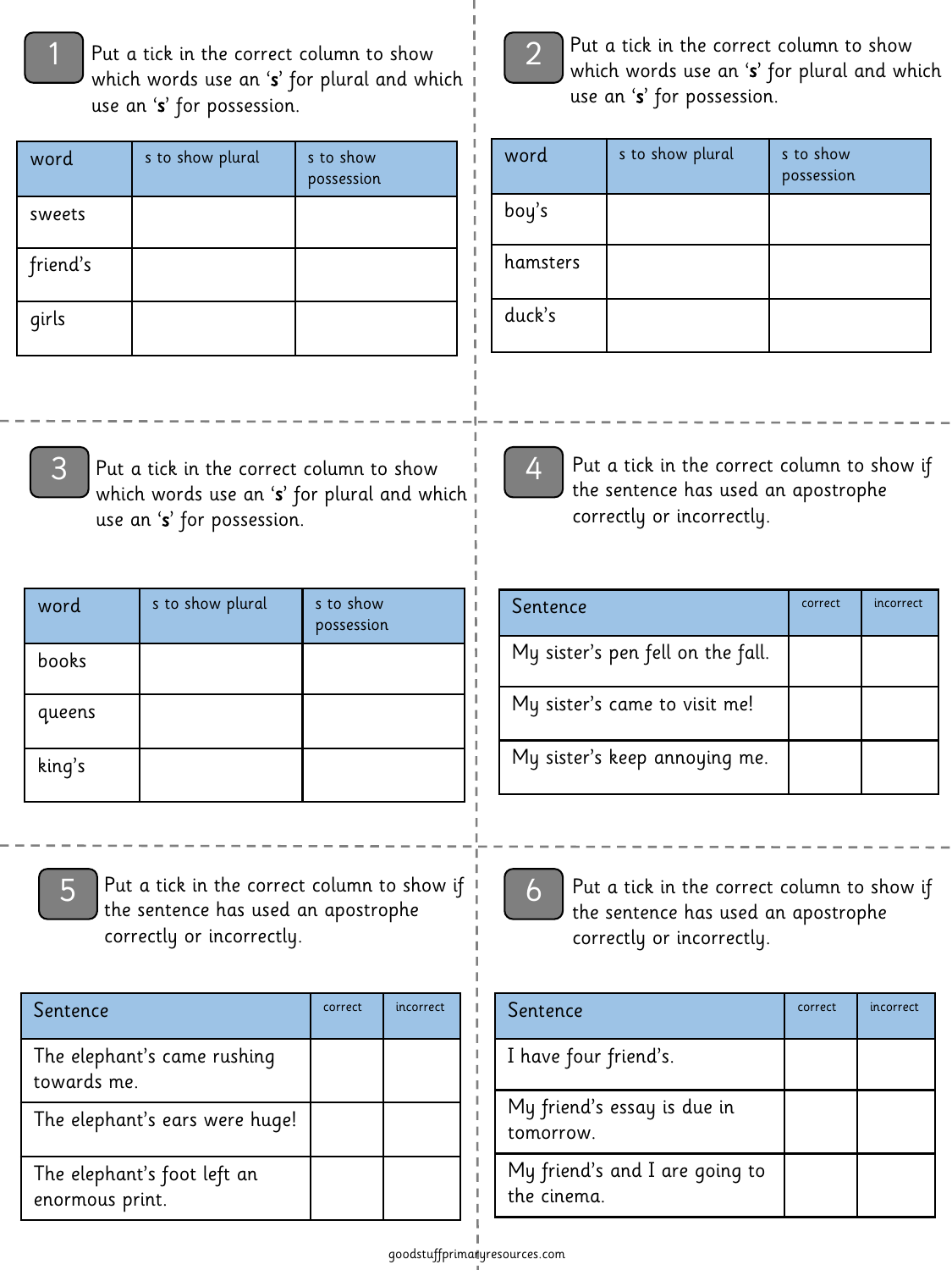## 1

Put a tick in the correct column to show which words use an '**s**' for plural and which use an '**s**' for possession.

| word | s to show plural | s to show possession |
| --- | --- | --- |
| sweets | | |
| friend's | | |
| girls | | |

## 2

Put a tick in the correct column to show which words use an '**s**' for plural and which use an '**s**' for possession.

| word | s to show plural | s to show possession |
| --- | --- | --- |
| boy's | | |
| hamsters | | |
| duck's | | |

## 3

Put a tick in the correct column to show which words use an '**s**' for plural and which use an '**s**' for possession.

| word | s to show plural | s to show possession |
| --- | --- | --- |
| books | | |
| queens | | |
| king's | | |

## 4

Put a tick in the correct column to show if the sentence has used an apostrophe correctly or incorrectly.

| Sentence | correct | incorrect |
| --- | --- | --- |
| My sister's pen fell on the fall. | | |
| My sister's came to visit me! | | |
| My sister's keep annoying me. | | |

## 5

Put a tick in the correct column to show if the sentence has used an apostrophe correctly or incorrectly.

| Sentence | correct | incorrect |
| --- | --- | --- |
| The elephant's came rushing towards me. | | |
| The elephant's ears were huge! | | |
| The elephant's foot left an enormous print. | | |

## 6

Put a tick in the correct column to show if the sentence has used an apostrophe correctly or incorrectly.

| Sentence | correct | incorrect |
| --- | --- | --- |
| I have four friend's. | | |
| My friend's essay is due in tomorrow. | | |
| My friend's and I are going to the cinema. | | |

goodstuffprimaryresources.com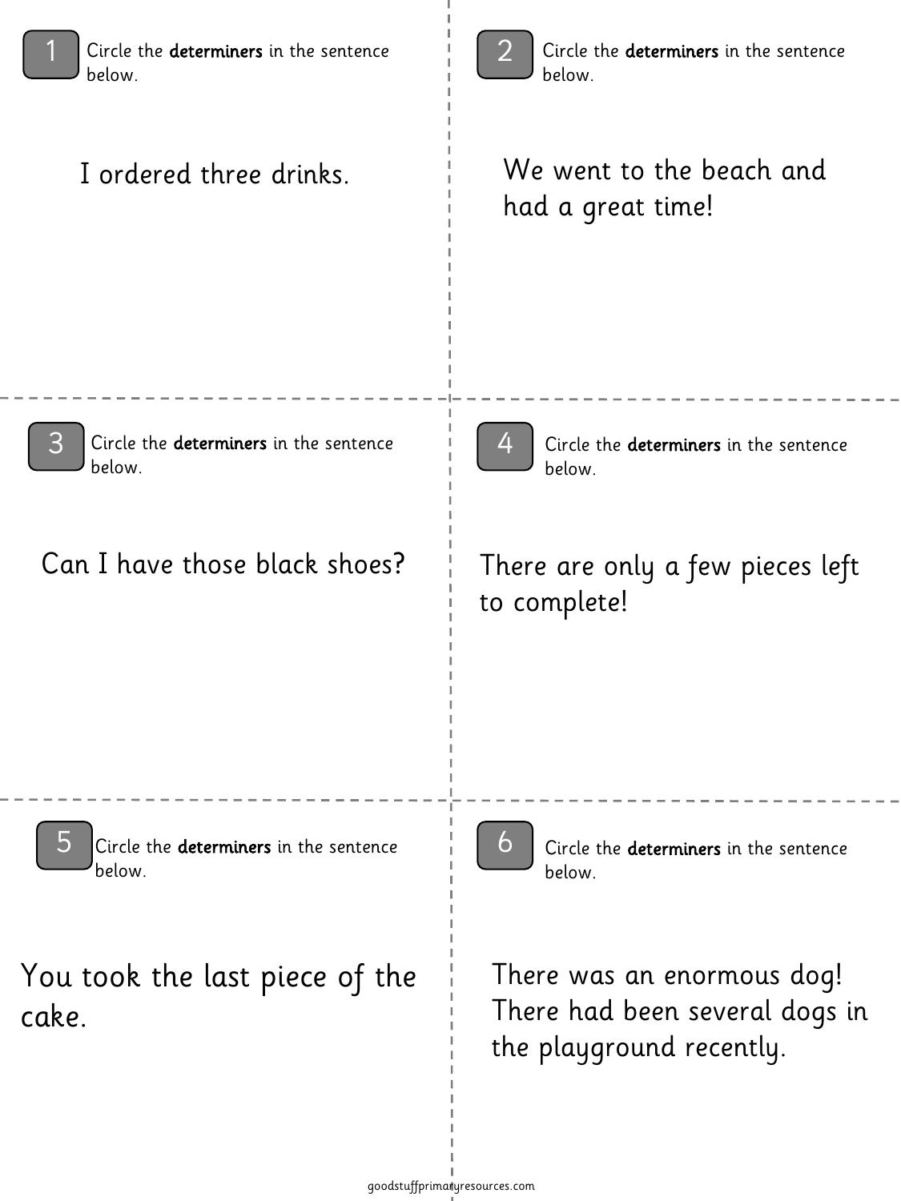**1** Circle the **determiners** in the sentence below.

I ordered three drinks.

**2** Circle the **determiners** in the sentence below.

We went to the beach and had a great time!

**3** Circle the **determiners** in the sentence below.

Can I have those black shoes?

**4** Circle the **determiners** in the sentence below.

There are only a few pieces left to complete!

**5** Circle the **determiners** in the sentence below.

You took the last piece of the cake.

**6** Circle the **determiners** in the sentence below.

There was an enormous dog! There had been several dogs in the playground recently.